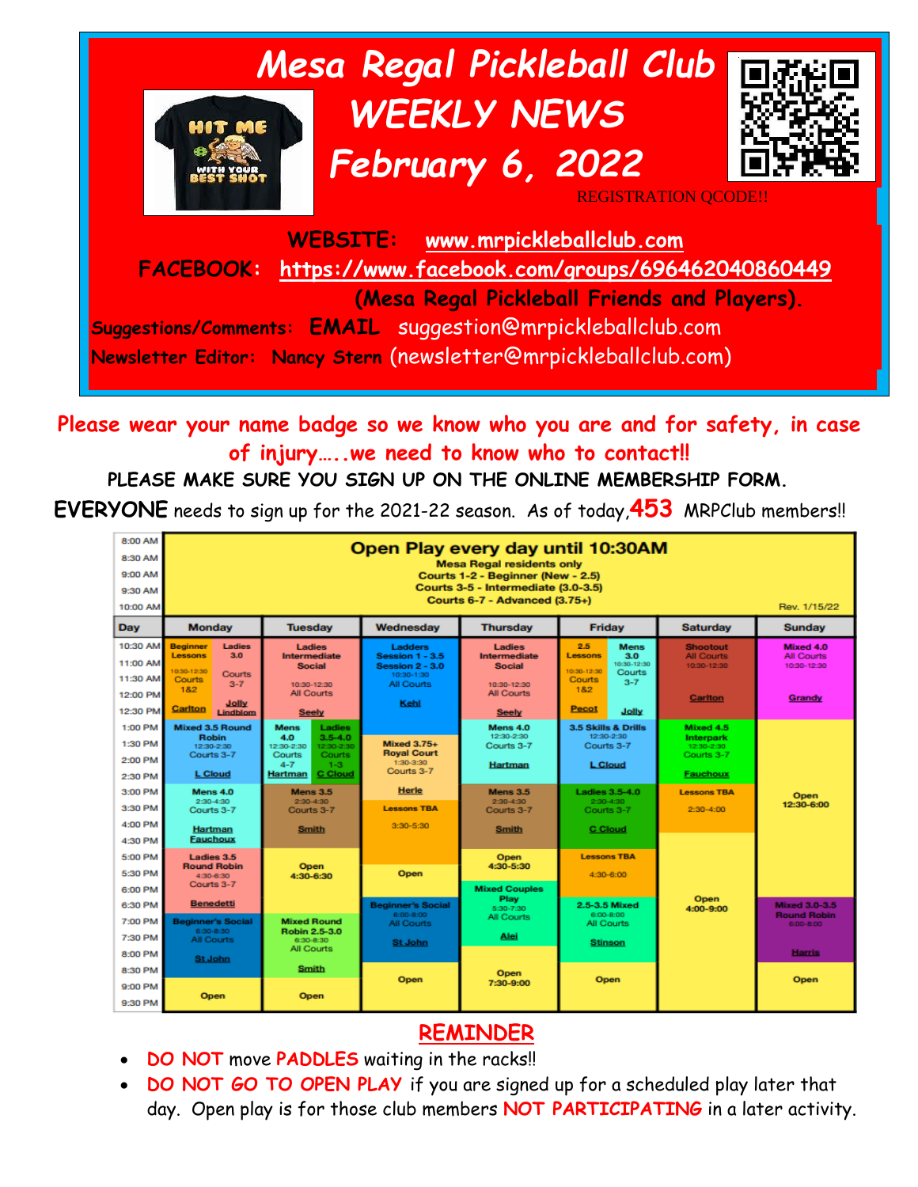# Mesa Regal Pickleball Club WEEKLY NEWS February 6, 2022

REGISTRATION QCODE!!

**WEBSITE:** www.mrpickleballclub.com

**FACEBOOK:** https://www.facebook.com/groups/696462040860449 (Mesa Regal Pickleball Friends and Players).

**Suggestions/Comments: EMAIL** suggestion@mrpickleballclub.com

**Newsletter Editor:** Nancy Stern (newsletter@mrpickleballclub.com)

**Please wear your name badge so we know who you are and for safety, in case of injury…..we need to know who to contact!!**

**PLEASE MAKE SURE YOU SIGN UP ON THE ONLINE MEMBERSHIP FORM.**

**EVERYONE** needs to sign up for the 2021-22 season. As of today, **453** MRPClub members!!

**Open Play every day until 10:30AM**
Mesa Regal residents only
Courts 1-2 - Beginner (New - 2.5)
Courts 3-5 - Intermediate (3.0-3.5)
Courts 6-7 - Advanced (3.75+)

Rev. 1/15/22

| Day | Monday | Tuesday | Wednesday | Thursday | Friday | Saturday | Sunday |
|---|---|---|---|---|---|---|---|
| 10:30 AM – 12:30 PM | Beginner Lessons 10:30-12:30 Courts 1&2 Carlton; Ladies 3.0 Courts 3-7 Jolly Lindblom | Ladies Intermediate Social 10:30-12:30 All Courts Seely | Ladders Session 1 - 3.5 Session 2 - 3.0 10:30-1:30 All Courts Kehl | Ladies Intermediate Social 10:30-12:30 All Courts Seely | 2.5 Lessons 10:30-12:30 Courts 1&2 Pecot; Mens 3.0 10:30-12:30 Courts 3-7 Jolly | Shootout All Courts 10:30-12:30 Carlton | Mixed 4.0 All Courts 10:30-12:30 Grandy |
| 1:00 PM – 2:30 PM | Mixed 3.5 Round Robin 12:30-2:30 Courts 3-7 L Cloud | Mens 4.0 12:30-2:30 Courts 4-7 Hartman; Ladies 3.5-4.0 12:30-2:30 Courts 1-3 C Cloud | Mixed 3.75+ Royal Court 1:30-3:30 Courts 3-7 Herle | Mens 4.0 12:30-2:30 Courts 3-7 Hartman | 3.5 Skills & Drills 12:30-2:30 Courts 3-7 L Cloud | Mixed 4.5 Interpark 12:30-2:30 Courts 3-7 Fauchoux | Open 12:30-6:00 |
| 3:00 PM – 4:30 PM | Mens 4.0 2:30-4:30 Courts 3-7 Hartman Fauchoux | Mens 3.5 2:30-4:30 Courts 3-7 Smith | Lessons TBA 3:30-5:30 | Mens 3.5 2:30-4:30 Courts 3-7 Smith | Ladies 3.5-4.0 2:30-4:30 Courts 3-7 C Cloud | Lessons TBA 2:30-4:00 | |
| 5:00 PM – 6:30 PM | Ladies 3.5 Round Robin 4:30-6:30 Courts 3-7 Benedetti | Open 4:30-6:30 | Open | Open 4:30-5:30; Mixed Couples Play 5:30-7:30 All Courts Alei | Lessons TBA 4:30-6:00 | Open 4:00-9:00 | |
| 6:30 PM – 8:30 PM | Beginner's Social 6:30-8:30 All Courts St John | Mixed Round Robin 2.5-3.0 6:30-8:30 All Courts Smith | Beginner's Social 6:00-8:00 All Courts St John | | 2.5-3.5 Mixed 6:00-8:00 All Courts Stinson | | Mixed 3.0-3.5 Round Robin 6:00-8:00 Harris |
| 8:30 PM – 9:30 PM | Open | Open | Open | Open 7:30-9:00 | Open | | Open |

## REMINDER

- **DO NOT** move **PADDLES** waiting in the racks!!
- **DO NOT GO TO OPEN PLAY** if you are signed up for a scheduled play later that day. Open play is for those club members **NOT PARTICIPATING** in a later activity.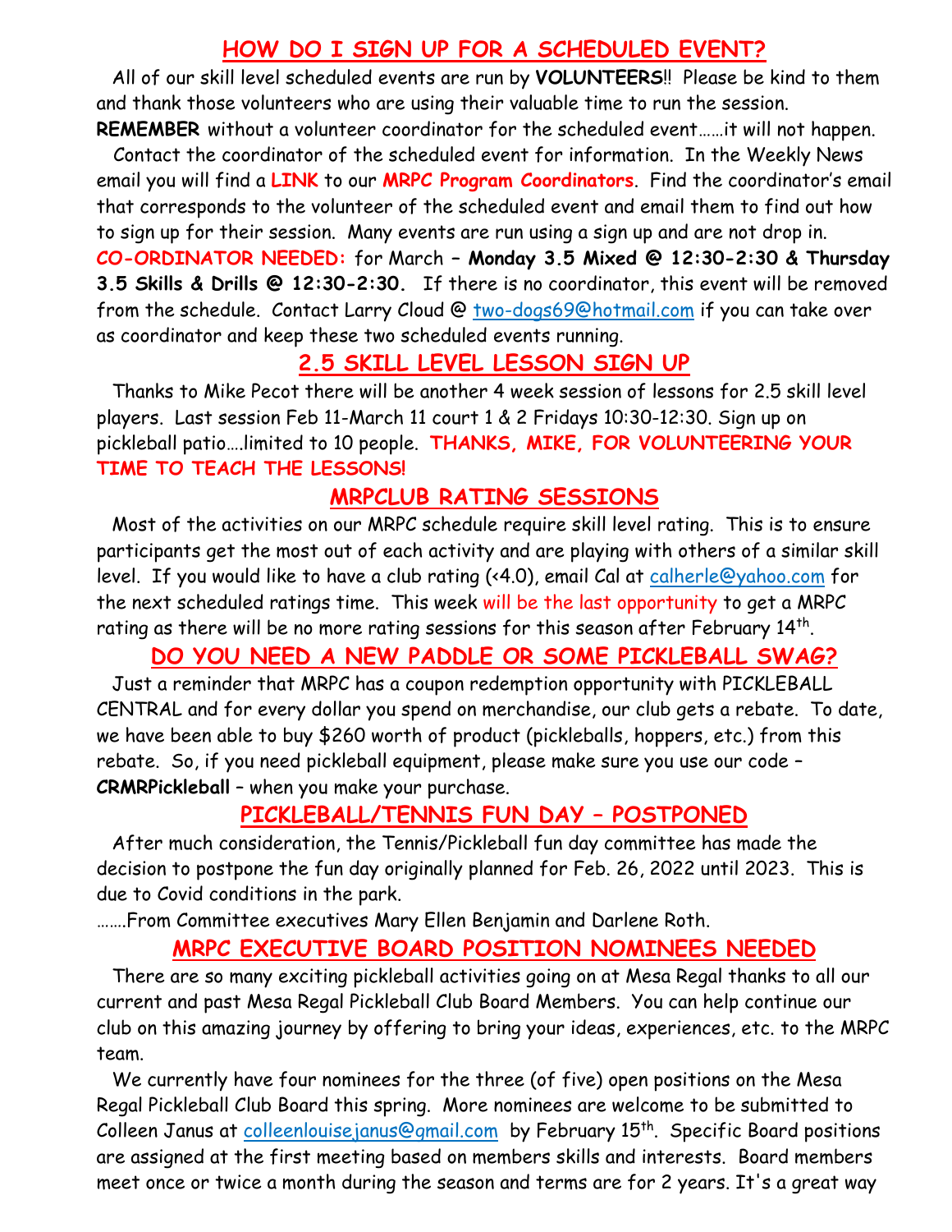## HOW DO I SIGN UP FOR A SCHEDULED EVENT?

All of our skill level scheduled events are run by **VOLUNTEERS**!! Please be kind to them and thank those volunteers who are using their valuable time to run the session. **REMEMBER** without a volunteer coordinator for the scheduled event……it will not happen.

Contact the coordinator of the scheduled event for information. In the Weekly News email you will find a **LINK** to our **MRPC Program Coordinators**. Find the coordinator's email that corresponds to the volunteer of the scheduled event and email them to find out how to sign up for their session. Many events are run using a sign up and are not drop in.

**CO-ORDINATOR NEEDED:** for March – **Monday 3.5 Mixed @ 12:30-2:30 & Thursday 3.5 Skills & Drills @ 12:30-2:30.** If there is no coordinator, this event will be removed from the schedule. Contact Larry Cloud @ two-dogs69@hotmail.com if you can take over as coordinator and keep these two scheduled events running.

## 2.5 SKILL LEVEL LESSON SIGN UP

Thanks to Mike Pecot there will be another 4 week session of lessons for 2.5 skill level players. Last session Feb 11-March 11 court 1 & 2 Fridays 10:30-12:30. Sign up on pickleball patio….limited to 10 people. **THANKS, MIKE, FOR VOLUNTEERING YOUR TIME TO TEACH THE LESSONS!**

## MRPCLUB RATING SESSIONS

Most of the activities on our MRPC schedule require skill level rating. This is to ensure participants get the most out of each activity and are playing with others of a similar skill level. If you would like to have a club rating (<4.0), email Cal at calherle@yahoo.com for the next scheduled ratings time. This week will be the last opportunity to get a MRPC rating as there will be no more rating sessions for this season after February 14th.

## DO YOU NEED A NEW PADDLE OR SOME PICKLEBALL SWAG?

Just a reminder that MRPC has a coupon redemption opportunity with PICKLEBALL CENTRAL and for every dollar you spend on merchandise, our club gets a rebate. To date, we have been able to buy $260 worth of product (pickleballs, hoppers, etc.) from this rebate. So, if you need pickleball equipment, please make sure you use our code – **CRMRPickleball** – when you make your purchase.

## PICKLEBALL/TENNIS FUN DAY – POSTPONED

After much consideration, the Tennis/Pickleball fun day committee has made the decision to postpone the fun day originally planned for Feb. 26, 2022 until 2023. This is due to Covid conditions in the park.

…….From Committee executives Mary Ellen Benjamin and Darlene Roth.

## MRPC EXECUTIVE BOARD POSITION NOMINEES NEEDED

There are so many exciting pickleball activities going on at Mesa Regal thanks to all our current and past Mesa Regal Pickleball Club Board Members. You can help continue our club on this amazing journey by offering to bring your ideas, experiences, etc. to the MRPC team.

We currently have four nominees for the three (of five) open positions on the Mesa Regal Pickleball Club Board this spring. More nominees are welcome to be submitted to Colleen Janus at colleenlouisejanus@gmail.com by February 15th. Specific Board positions are assigned at the first meeting based on members skills and interests. Board members meet once or twice a month during the season and terms are for 2 years. It's a great way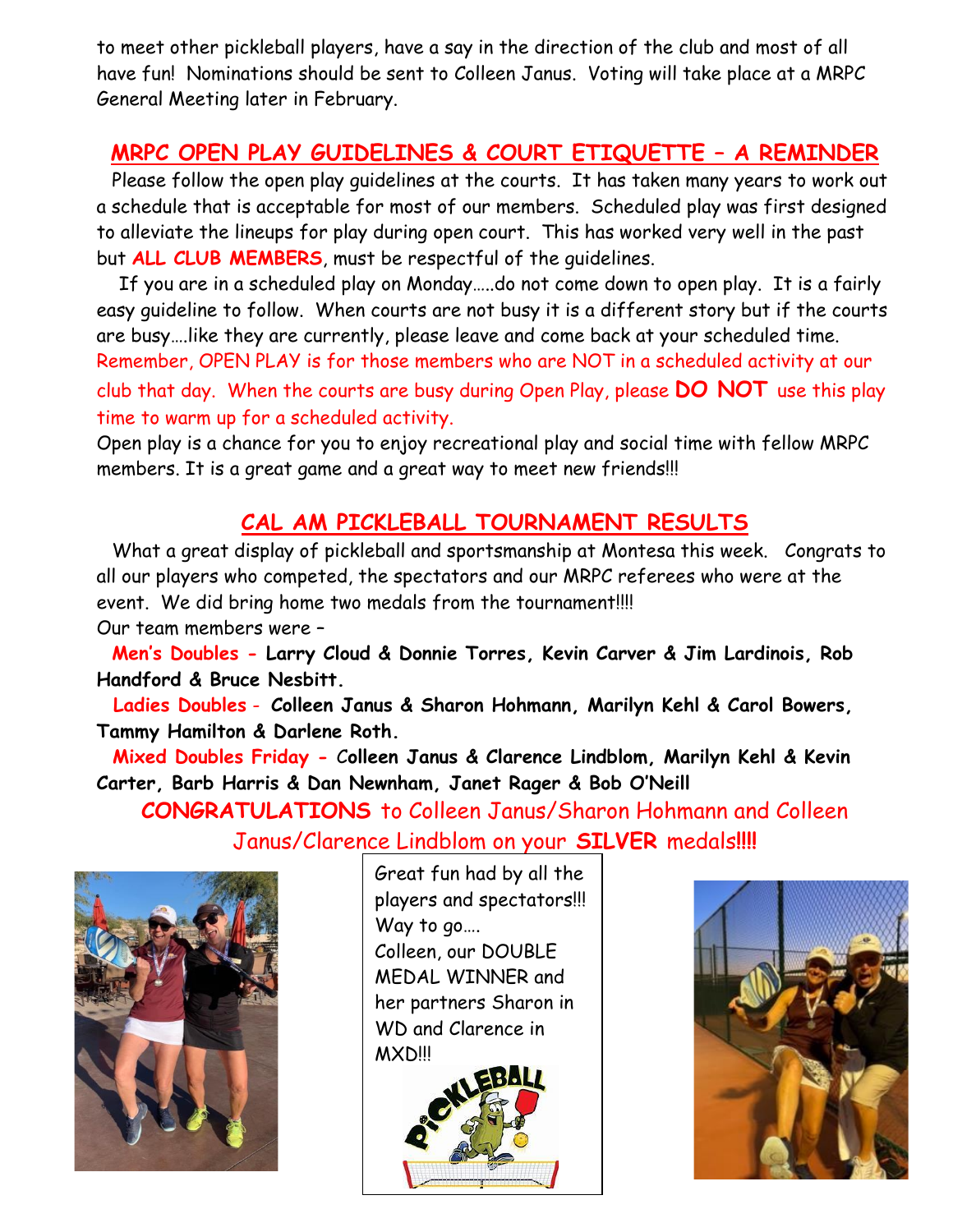to meet other pickleball players, have a say in the direction of the club and most of all have fun! Nominations should be sent to Colleen Janus. Voting will take place at a MRPC General Meeting later in February.

## MRPC OPEN PLAY GUIDELINES & COURT ETIQUETTE – A REMINDER

Please follow the open play guidelines at the courts. It has taken many years to work out a schedule that is acceptable for most of our members. Scheduled play was first designed to alleviate the lineups for play during open court. This has worked very well in the past but **ALL CLUB MEMBERS**, must be respectful of the guidelines.

If you are in a scheduled play on Monday…..do not come down to open play. It is a fairly easy guideline to follow. When courts are not busy it is a different story but if the courts are busy….like they are currently, please leave and come back at your scheduled time. Remember, OPEN PLAY is for those members who are NOT in a scheduled activity at our club that day. When the courts are busy during Open Play, please **DO NOT** use this play time to warm up for a scheduled activity.

Open play is a chance for you to enjoy recreational play and social time with fellow MRPC members. It is a great game and a great way to meet new friends!!!

## CAL AM PICKLEBALL TOURNAMENT RESULTS

What a great display of pickleball and sportsmanship at Montesa this week. Congrats to all our players who competed, the spectators and our MRPC referees who were at the event. We did bring home two medals from the tournament!!!!

Our team members were –

**Men's Doubles - Larry Cloud & Donnie Torres, Kevin Carver & Jim Lardinois, Rob Handford & Bruce Nesbitt.**

**Ladies Doubles - Colleen Janus & Sharon Hohmann, Marilyn Kehl & Carol Bowers, Tammy Hamilton & Darlene Roth.**

**Mixed Doubles Friday - Colleen Janus & Clarence Lindblom, Marilyn Kehl & Kevin Carter, Barb Harris & Dan Newnham, Janet Rager & Bob O'Neill**

**CONGRATULATIONS** to Colleen Janus/Sharon Hohmann and Colleen Janus/Clarence Lindblom on your **SILVER** medals**!!!!**

Great fun had by all the players and spectators!!! Way to go…. Colleen, our DOUBLE MEDAL WINNER and her partners Sharon in WD and Clarence in MXD!!!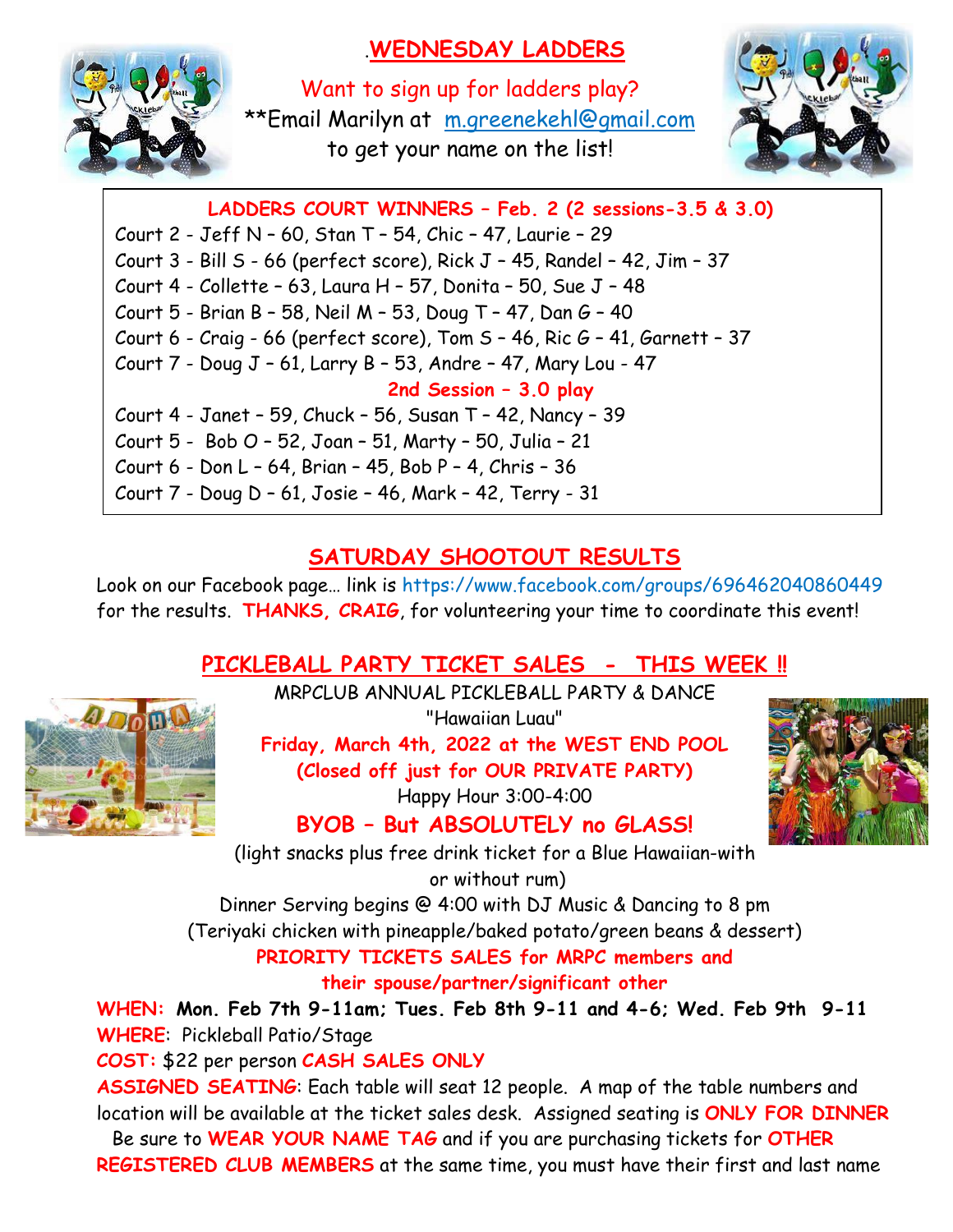## .WEDNESDAY LADDERS

Want to sign up for ladders play?
**Email Marilyn at m.greenekehl@gmail.com to get your name on the list!

**LADDERS COURT WINNERS – Feb. 2 (2 sessions-3.5 & 3.0)**

Court 2 - Jeff N – 60, Stan T – 54, Chic – 47, Laurie – 29
Court 3 - Bill S - 66 (perfect score), Rick J – 45, Randel – 42, Jim – 37
Court 4 - Collette – 63, Laura H – 57, Donita – 50, Sue J – 48
Court 5 - Brian B – 58, Neil M – 53, Doug T – 47, Dan G – 40
Court 6 - Craig - 66 (perfect score), Tom S – 46, Ric G – 41, Garnett – 37
Court 7 - Doug J – 61, Larry B – 53, Andre – 47, Mary Lou - 47

**2nd Session – 3.0 play**

Court 4 - Janet – 59, Chuck – 56, Susan T – 42, Nancy – 39
Court 5 - Bob O – 52, Joan – 51, Marty – 50, Julia – 21
Court 6 - Don L – 64, Brian – 45, Bob P – 4, Chris – 36
Court 7 - Doug D – 61, Josie – 46, Mark – 42, Terry - 31

## SATURDAY SHOOTOUT RESULTS

Look on our Facebook page… link is https://www.facebook.com/groups/696462040860449 for the results. **THANKS, CRAIG**, for volunteering your time to coordinate this event!

## PICKLEBALL PARTY TICKET SALES - THIS WEEK !!

MRPCLUB ANNUAL PICKLEBALL PARTY & DANCE
"Hawaiian Luau"
**Friday, March 4th, 2022 at the WEST END POOL**
**(Closed off just for OUR PRIVATE PARTY)**
Happy Hour 3:00-4:00
**BYOB – But ABSOLUTELY no GLASS!**
(light snacks plus free drink ticket for a Blue Hawaiian-with or without rum)
Dinner Serving begins @ 4:00 with DJ Music & Dancing to 8 pm
(Teriyaki chicken with pineapple/baked potato/green beans & dessert)
**PRIORITY TICKETS SALES for MRPC members and their spouse/partner/significant other**

**WHEN: Mon. Feb 7th 9-11am; Tues. Feb 8th 9-11 and 4-6; Wed. Feb 9th 9-11**
**WHERE**: Pickleball Patio/Stage
**COST:** $22 per person **CASH SALES ONLY**
**ASSIGNED SEATING**: Each table will seat 12 people. A map of the table numbers and location will be available at the ticket sales desk. Assigned seating is **ONLY FOR DINNER**
Be sure to **WEAR YOUR NAME TAG** and if you are purchasing tickets for **OTHER REGISTERED CLUB MEMBERS** at the same time, you must have their first and last name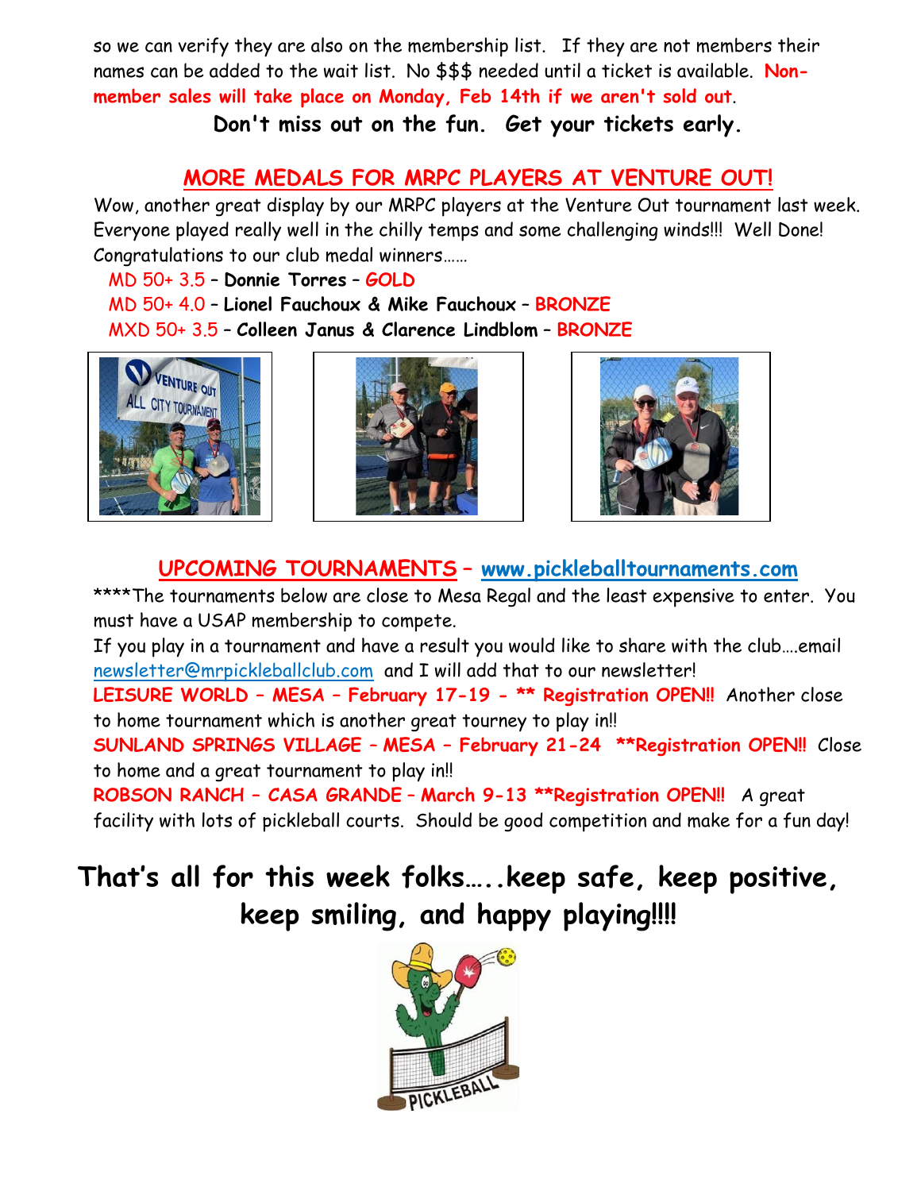so we can verify they are also on the membership list. If they are not members their names can be added to the wait list. No $$$ needed until a ticket is available. **Non-member sales will take place on Monday, Feb 14th if we aren't sold out**.

**Don't miss out on the fun. Get your tickets early.**

## MORE MEDALS FOR MRPC PLAYERS AT VENTURE OUT!

Wow, another great display by our MRPC players at the Venture Out tournament last week. Everyone played really well in the chilly temps and some challenging winds!!! Well Done! Congratulations to our club medal winners……

- MD 50+ 3.5 – **Donnie Torres** – **GOLD**
- MD 50+ 4.0 – **Lionel Fauchoux & Mike Fauchoux** – **BRONZE**
- MXD 50+ 3.5 – **Colleen Janus & Clarence Lindblom** – **BRONZE**

## UPCOMING TOURNAMENTS – www.pickleballtournaments.com

****The tournaments below are close to Mesa Regal and the least expensive to enter. You must have a USAP membership to compete.

If you play in a tournament and have a result you would like to share with the club….email newsletter@mrpickleballclub.com and I will add that to our newsletter!

**LEISURE WORLD – MESA – February 17-19 - ** Registration OPEN!!** Another close to home tournament which is another great tourney to play in!!

**SUNLAND SPRINGS VILLAGE – MESA – February 21-24 **Registration OPEN!!** Close to home and a great tournament to play in!!

**ROBSON RANCH – CASA GRANDE – March 9-13 **Registration OPEN!!** A great facility with lots of pickleball courts. Should be good competition and make for a fun day!

# That's all for this week folks…..keep safe, keep positive, keep smiling, and happy playing!!!!